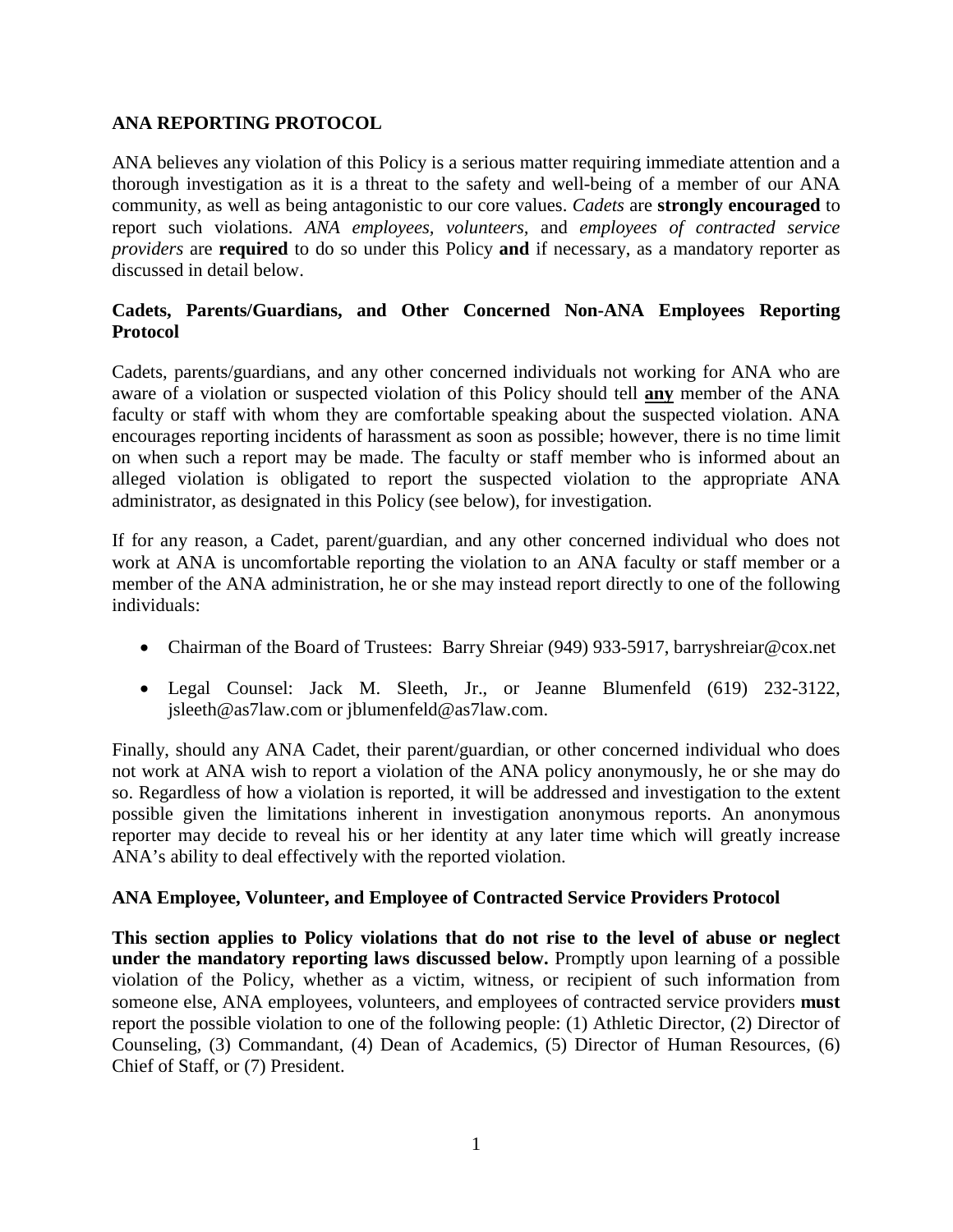## ANA REPORTING PROTOCOL

ANA believes any violation of this Policy is a serious matter requiring immediate attention and a thorough investigation as it is a threat to the safety and well-being of a member of our ANA community, as well as being antagonistic to our core values. *Cadets* are **strongly encouraged** to report such violations. *ANA employees, volunteers,* and *employees of contracted service providers* are **required** to do so under this Policy **and** if necessary, as a mandatory reporter as discussed in detail below.

### Cadets, Parents/Guardians, and Other Concerned Non-ANA Employees Reporting Protocol

Cadets, parents/guardians, and any other concerned individuals not working for ANA who are aware of a violation or suspected violation of this Policy should tell **any** member of the ANA faculty or staff with whom they are comfortable speaking about the suspected violation. ANA encourages reporting incidents of harassment as soon as possible; however, there is no time limit on when such a report may be made. The faculty or staff member who is informed about an alleged violation is obligated to report the suspected violation to the appropriate ANA administrator, as designated in this Policy (see below), for investigation.

If for any reason, a Cadet, parent/guardian, and any other concerned individual who does not work at ANA is uncomfortable reporting the violation to an ANA faculty or staff member or a member of the ANA administration, he or she may instead report directly to one of the following individuals:

- Chairman of the Board of Trustees: Barry Shreiar (949) 933-5917, barryshreiar@cox.net
- Legal Counsel: Jack M. Sleeth, Jr., or Jeanne Blumenfeld (619) 232-3122, jsleeth@as7law.com or jblumenfeld@as7law.com.

Finally, should any ANA Cadet, their parent/guardian, or other concerned individual who does not work at ANA wish to report a violation of the ANA policy anonymously, he or she may do so. Regardless of how a violation is reported, it will be addressed and investigation to the extent possible given the limitations inherent in investigation anonymous reports. An anonymous reporter may decide to reveal his or her identity at any later time which will greatly increase ANA's ability to deal effectively with the reported violation.

### ANA Employee, Volunteer, and Employee of Contracted Service Providers Protocol

**This section applies to Policy violations that do not rise to the level of abuse or neglect under the mandatory reporting laws discussed below.** Promptly upon learning of a possible violation of the Policy, whether as a victim, witness, or recipient of such information from someone else, ANA employees, volunteers, and employees of contracted service providers **must** report the possible violation to one of the following people: (1) Athletic Director, (2) Director of Counseling, (3) Commandant, (4) Dean of Academics, (5) Director of Human Resources, (6) Chief of Staff, or (7) President.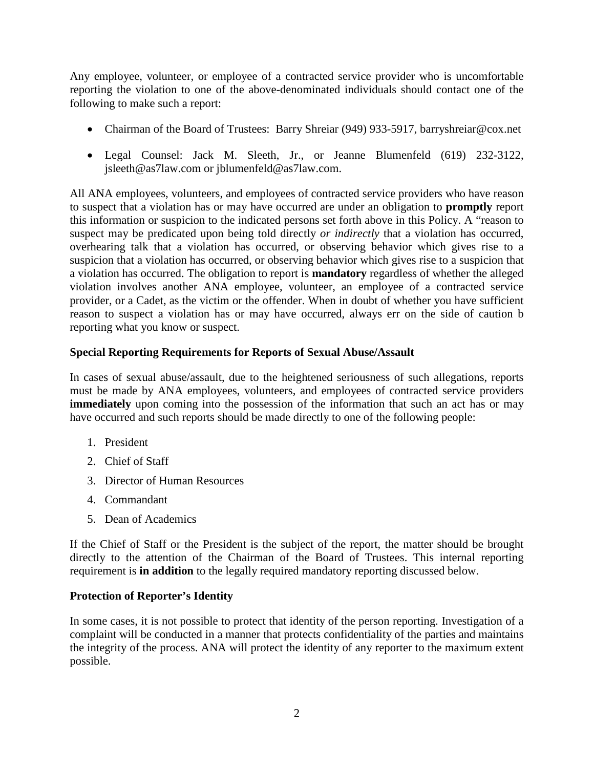Any employee, volunteer, or employee of a contracted service provider who is uncomfortable reporting the violation to one of the above-denominated individuals should contact one of the following to make such a report:

- Chairman of the Board of Trustees: Barry Shreiar (949) 933-5917, barryshreiar@cox.net
- Legal Counsel: Jack M. Sleeth, Jr., or Jeanne Blumenfeld (619) 232-3122, jsleeth@as7law.com or jblumenfeld@as7law.com.

All ANA employees, volunteers, and employees of contracted service providers who have reason to suspect that a violation has or may have occurred are under an obligation to **promptly** report this information or suspicion to the indicated persons set forth above in this Policy. A "reason to suspect may be predicated upon being told directly *or indirectly* that a violation has occurred, overhearing talk that a violation has occurred, or observing behavior which gives rise to a suspicion that a violation has occurred, or observing behavior which gives rise to a suspicion that a violation has occurred. The obligation to report is **mandatory** regardless of whether the alleged violation involves another ANA employee, volunteer, an employee of a contracted service provider, or a Cadet, as the victim or the offender. When in doubt of whether you have sufficient reason to suspect a violation has or may have occurred, always err on the side of caution b reporting what you know or suspect.

**Special Reporting Requirements for Reports of Sexual Abuse/Assault**

In cases of sexual abuse/assault, due to the heightened seriousness of such allegations, reports must be made by ANA employees, volunteers, and employees of contracted service providers **immediately** upon coming into the possession of the information that such an act has or may have occurred and such reports should be made directly to one of the following people:

1. President
2. Chief of Staff
3. Director of Human Resources
4. Commandant
5. Dean of Academics

If the Chief of Staff or the President is the subject of the report, the matter should be brought directly to the attention of the Chairman of the Board of Trustees. This internal reporting requirement is **in addition** to the legally required mandatory reporting discussed below.

**Protection of Reporter's Identity**

In some cases, it is not possible to protect that identity of the person reporting. Investigation of a complaint will be conducted in a manner that protects confidentiality of the parties and maintains the integrity of the process. ANA will protect the identity of any reporter to the maximum extent possible.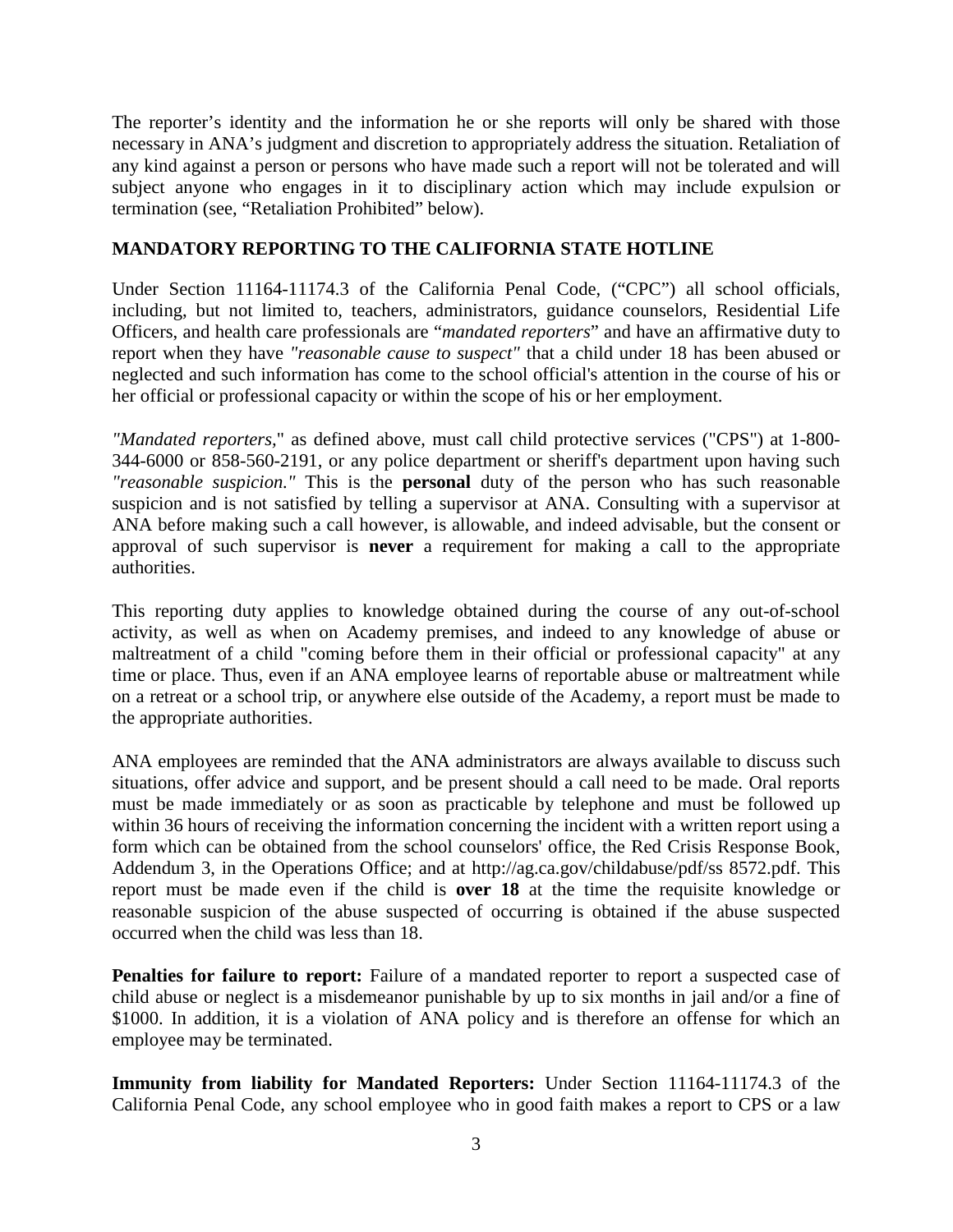The reporter's identity and the information he or she reports will only be shared with those necessary in ANA's judgment and discretion to appropriately address the situation. Retaliation of any kind against a person or persons who have made such a report will not be tolerated and will subject anyone who engages in it to disciplinary action which may include expulsion or termination (see, "Retaliation Prohibited" below).

## MANDATORY REPORTING TO THE CALIFORNIA STATE HOTLINE

Under Section 11164-11174.3 of the California Penal Code, ("CPC") all school officials, including, but not limited to, teachers, administrators, guidance counselors, Residential Life Officers, and health care professionals are "*mandated reporters*" and have an affirmative duty to report when they have *"reasonable cause to suspect"* that a child under 18 has been abused or neglected and such information has come to the school official's attention in the course of his or her official or professional capacity or within the scope of his or her employment.

*"Mandated reporters*," as defined above, must call child protective services ("CPS") at 1-800-344-6000 or 858-560-2191, or any police department or sheriff's department upon having such *"reasonable suspicion."* This is the **personal** duty of the person who has such reasonable suspicion and is not satisfied by telling a supervisor at ANA. Consulting with a supervisor at ANA before making such a call however, is allowable, and indeed advisable, but the consent or approval of such supervisor is **never** a requirement for making a call to the appropriate authorities.

This reporting duty applies to knowledge obtained during the course of any out-of-school activity, as well as when on Academy premises, and indeed to any knowledge of abuse or maltreatment of a child "coming before them in their official or professional capacity" at any time or place. Thus, even if an ANA employee learns of reportable abuse or maltreatment while on a retreat or a school trip, or anywhere else outside of the Academy, a report must be made to the appropriate authorities.

ANA employees are reminded that the ANA administrators are always available to discuss such situations, offer advice and support, and be present should a call need to be made. Oral reports must be made immediately or as soon as practicable by telephone and must be followed up within 36 hours of receiving the information concerning the incident with a written report using a form which can be obtained from the school counselors' office, the Red Crisis Response Book, Addendum 3, in the Operations Office; and at http://ag.ca.gov/childabuse/pdf/ss 8572.pdf. This report must be made even if the child is **over 18** at the time the requisite knowledge or reasonable suspicion of the abuse suspected of occurring is obtained if the abuse suspected occurred when the child was less than 18.

**Penalties for failure to report:** Failure of a mandated reporter to report a suspected case of child abuse or neglect is a misdemeanor punishable by up to six months in jail and/or a fine of $1000. In addition, it is a violation of ANA policy and is therefore an offense for which an employee may be terminated.

**Immunity from liability for Mandated Reporters:** Under Section 11164-11174.3 of the California Penal Code, any school employee who in good faith makes a report to CPS or a law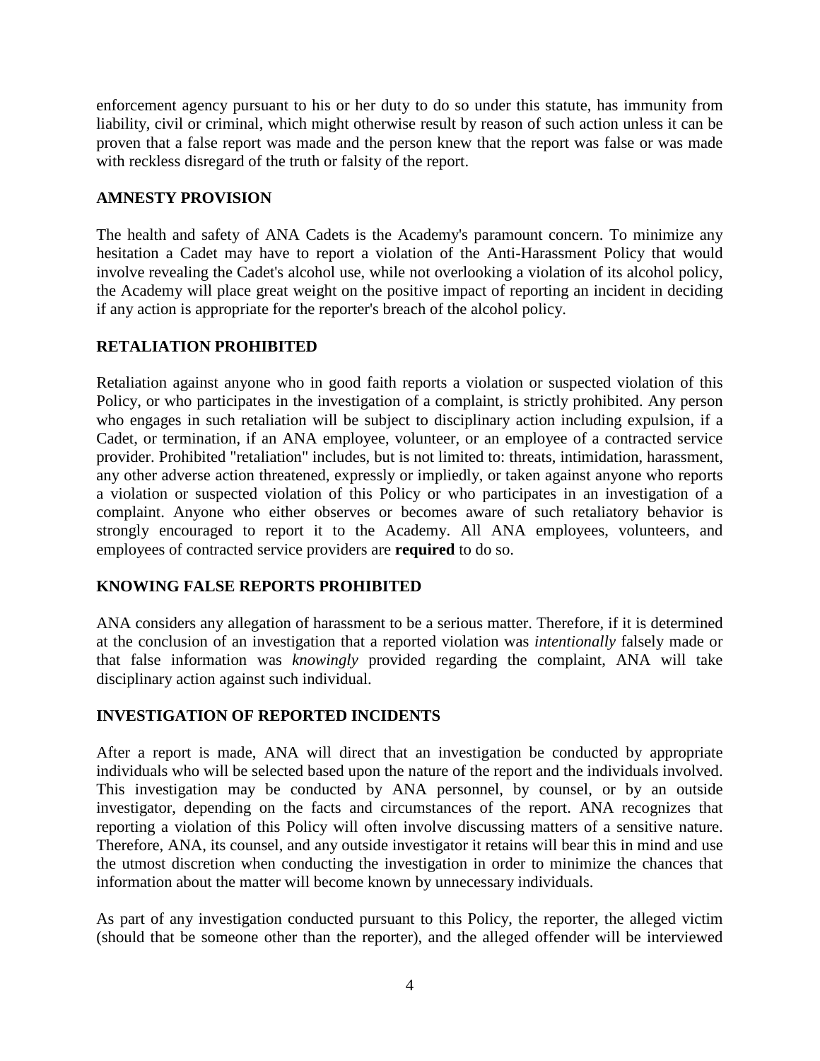enforcement agency pursuant to his or her duty to do so under this statute, has immunity from liability, civil or criminal, which might otherwise result by reason of such action unless it can be proven that a false report was made and the person knew that the report was false or was made with reckless disregard of the truth or falsity of the report.

## AMNESTY PROVISION

The health and safety of ANA Cadets is the Academy's paramount concern. To minimize any hesitation a Cadet may have to report a violation of the Anti-Harassment Policy that would involve revealing the Cadet's alcohol use, while not overlooking a violation of its alcohol policy, the Academy will place great weight on the positive impact of reporting an incident in deciding if any action is appropriate for the reporter's breach of the alcohol policy.

## RETALIATION PROHIBITED

Retaliation against anyone who in good faith reports a violation or suspected violation of this Policy, or who participates in the investigation of a complaint, is strictly prohibited. Any person who engages in such retaliation will be subject to disciplinary action including expulsion, if a Cadet, or termination, if an ANA employee, volunteer, or an employee of a contracted service provider. Prohibited "retaliation" includes, but is not limited to: threats, intimidation, harassment, any other adverse action threatened, expressly or impliedly, or taken against anyone who reports a violation or suspected violation of this Policy or who participates in an investigation of a complaint. Anyone who either observes or becomes aware of such retaliatory behavior is strongly encouraged to report it to the Academy. All ANA employees, volunteers, and employees of contracted service providers are **required** to do so.

## KNOWING FALSE REPORTS PROHIBITED

ANA considers any allegation of harassment to be a serious matter. Therefore, if it is determined at the conclusion of an investigation that a reported violation was *intentionally* falsely made or that false information was *knowingly* provided regarding the complaint, ANA will take disciplinary action against such individual.

## INVESTIGATION OF REPORTED INCIDENTS

After a report is made, ANA will direct that an investigation be conducted by appropriate individuals who will be selected based upon the nature of the report and the individuals involved. This investigation may be conducted by ANA personnel, by counsel, or by an outside investigator, depending on the facts and circumstances of the report. ANA recognizes that reporting a violation of this Policy will often involve discussing matters of a sensitive nature. Therefore, ANA, its counsel, and any outside investigator it retains will bear this in mind and use the utmost discretion when conducting the investigation in order to minimize the chances that information about the matter will become known by unnecessary individuals.

As part of any investigation conducted pursuant to this Policy, the reporter, the alleged victim (should that be someone other than the reporter), and the alleged offender will be interviewed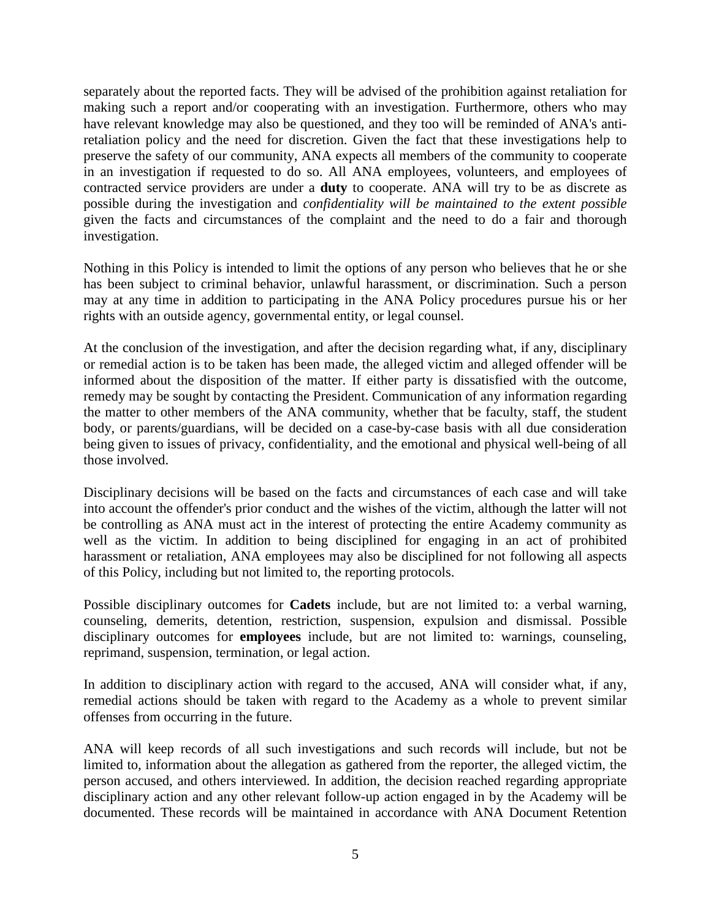separately about the reported facts. They will be advised of the prohibition against retaliation for making such a report and/or cooperating with an investigation. Furthermore, others who may have relevant knowledge may also be questioned, and they too will be reminded of ANA's anti-retaliation policy and the need for discretion. Given the fact that these investigations help to preserve the safety of our community, ANA expects all members of the community to cooperate in an investigation if requested to do so. All ANA employees, volunteers, and employees of contracted service providers are under a **duty** to cooperate. ANA will try to be as discrete as possible during the investigation and *confidentiality will be maintained to the extent possible* given the facts and circumstances of the complaint and the need to do a fair and thorough investigation.

Nothing in this Policy is intended to limit the options of any person who believes that he or she has been subject to criminal behavior, unlawful harassment, or discrimination. Such a person may at any time in addition to participating in the ANA Policy procedures pursue his or her rights with an outside agency, governmental entity, or legal counsel.

At the conclusion of the investigation, and after the decision regarding what, if any, disciplinary or remedial action is to be taken has been made, the alleged victim and alleged offender will be informed about the disposition of the matter. If either party is dissatisfied with the outcome, remedy may be sought by contacting the President. Communication of any information regarding the matter to other members of the ANA community, whether that be faculty, staff, the student body, or parents/guardians, will be decided on a case-by-case basis with all due consideration being given to issues of privacy, confidentiality, and the emotional and physical well-being of all those involved.

Disciplinary decisions will be based on the facts and circumstances of each case and will take into account the offender's prior conduct and the wishes of the victim, although the latter will not be controlling as ANA must act in the interest of protecting the entire Academy community as well as the victim. In addition to being disciplined for engaging in an act of prohibited harassment or retaliation, ANA employees may also be disciplined for not following all aspects of this Policy, including but not limited to, the reporting protocols.

Possible disciplinary outcomes for **Cadets** include, but are not limited to: a verbal warning, counseling, demerits, detention, restriction, suspension, expulsion and dismissal. Possible disciplinary outcomes for **employees** include, but are not limited to: warnings, counseling, reprimand, suspension, termination, or legal action.

In addition to disciplinary action with regard to the accused, ANA will consider what, if any, remedial actions should be taken with regard to the Academy as a whole to prevent similar offenses from occurring in the future.

ANA will keep records of all such investigations and such records will include, but not be limited to, information about the allegation as gathered from the reporter, the alleged victim, the person accused, and others interviewed. In addition, the decision reached regarding appropriate disciplinary action and any other relevant follow-up action engaged in by the Academy will be documented. These records will be maintained in accordance with ANA Document Retention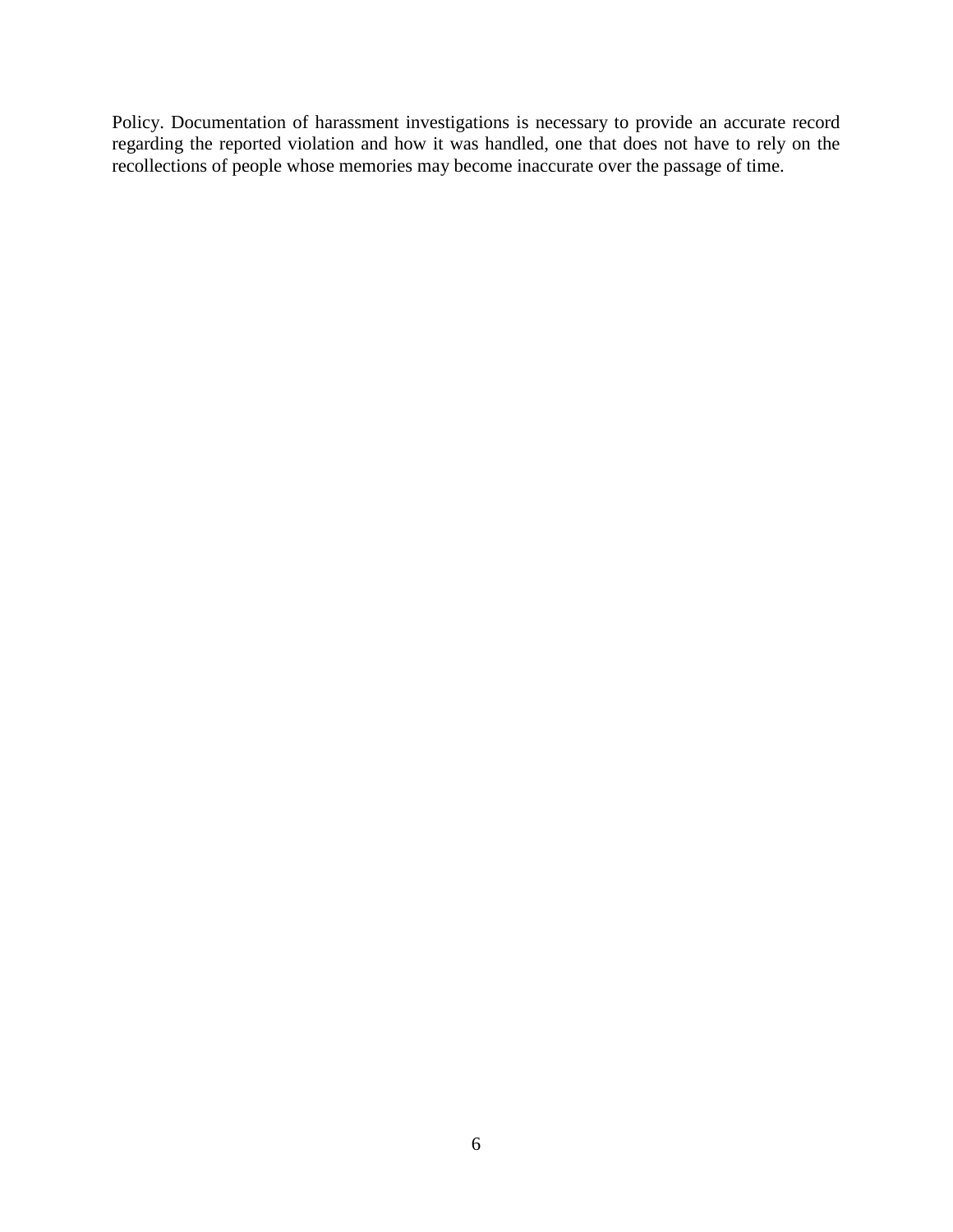Policy. Documentation of harassment investigations is necessary to provide an accurate record regarding the reported violation and how it was handled, one that does not have to rely on the recollections of people whose memories may become inaccurate over the passage of time.